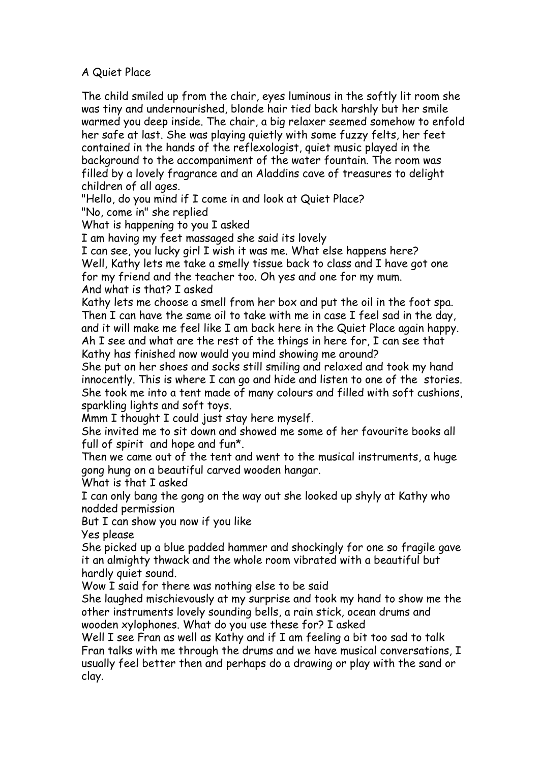A Quiet Place

The child smiled up from the chair, eyes luminous in the softly lit room she was tiny and undernourished, blonde hair tied back harshly but her smile warmed you deep inside. The chair, a big relaxer seemed somehow to enfold her safe at last. She was playing quietly with some fuzzy felts, her feet contained in the hands of the reflexologist, quiet music played in the background to the accompaniment of the water fountain. The room was filled by a lovely fragrance and an Aladdins cave of treasures to delight children of all ages.

"Hello, do you mind if I come in and look at Quiet Place?

"No, come in" she replied

What is happening to you I asked

I am having my feet massaged she said its lovely

I can see, you lucky girl I wish it was me. What else happens here?

Well, Kathy lets me take a smelly tissue back to class and I have got one for my friend and the teacher too. Oh yes and one for my mum.

And what is that? I asked

Kathy lets me choose a smell from her box and put the oil in the foot spa. Then I can have the same oil to take with me in case I feel sad in the day, and it will make me feel like I am back here in the Quiet Place again happy.

Ah I see and what are the rest of the things in here for, I can see that Kathy has finished now would you mind showing me around?

She put on her shoes and socks still smiling and relaxed and took my hand innocently. This is where I can go and hide and listen to one of the stories. She took me into a tent made of many colours and filled with soft cushions, sparkling lights and soft toys.

Mmm I thought I could just stay here myself.

She invited me to sit down and showed me some of her favourite books all full of spirit and hope and fun*.

Then we came out of the tent and went to the musical instruments, a huge gong hung on a beautiful carved wooden hangar.

What is that I asked

I can only bang the gong on the way out she looked up shyly at Kathy who nodded permission

But I can show you now if you like

Yes please

She picked up a blue padded hammer and shockingly for one so fragile gave it an almighty thwack and the whole room vibrated with a beautiful but hardly quiet sound.

Wow I said for there was nothing else to be said

She laughed mischievously at my surprise and took my hand to show me the other instruments lovely sounding bells, a rain stick, ocean drums and wooden xylophones. What do you use these for? I asked

Well I see Fran as well as Kathy and if I am feeling a bit too sad to talk Fran talks with me through the drums and we have musical conversations, I usually feel better then and perhaps do a drawing or play with the sand or clay.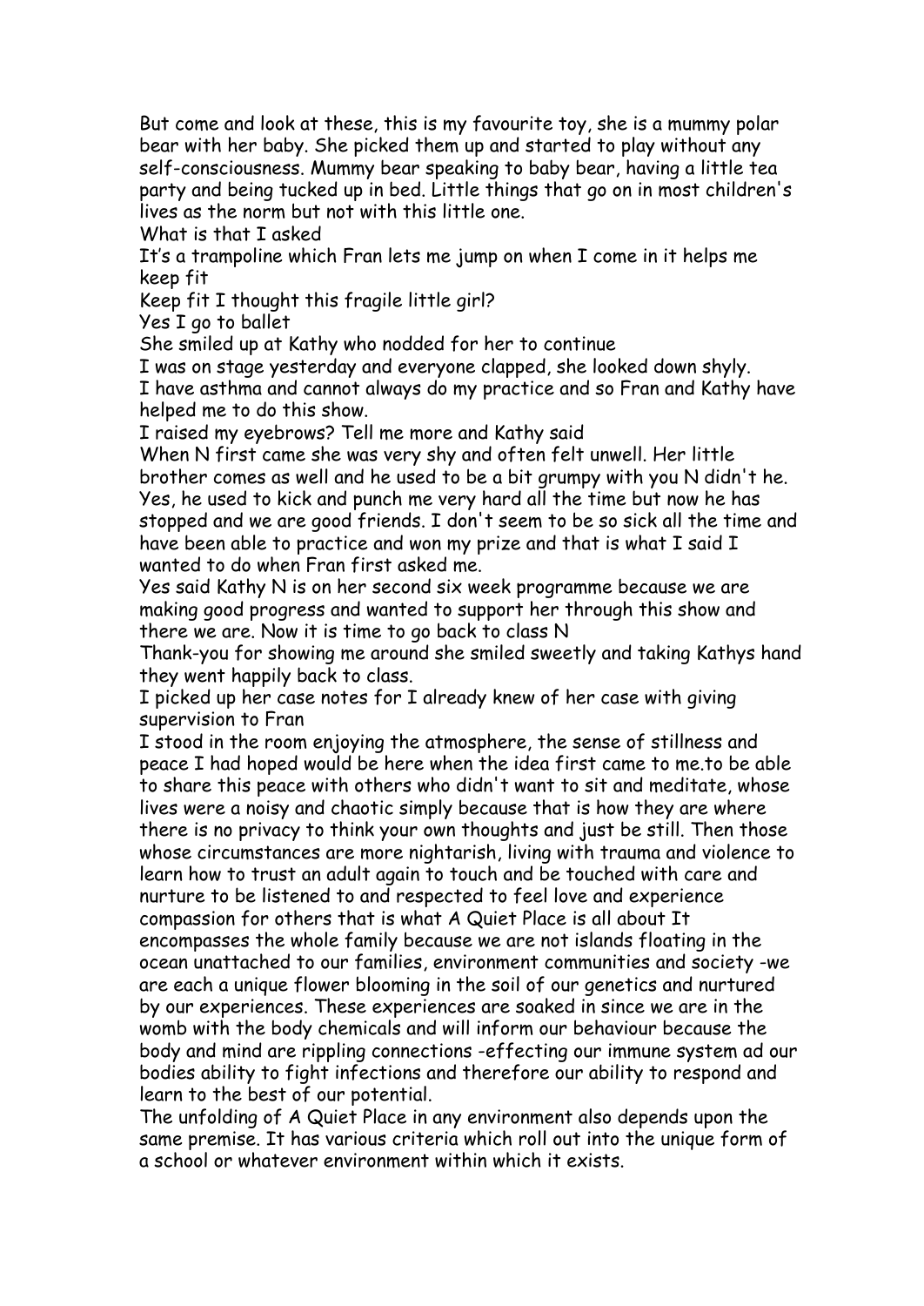But come and look at these, this is my favourite toy, she is a mummy polar bear with her baby. She picked them up and started to play without any self-consciousness. Mummy bear speaking to baby bear, having a little tea party and being tucked up in bed. Little things that go on in most children's lives as the norm but not with this little one.

What is that I asked

It's a trampoline which Fran lets me jump on when I come in it helps me keep fit

Keep fit I thought this fragile little girl?

Yes I go to ballet

She smiled up at Kathy who nodded for her to continue

I was on stage yesterday and everyone clapped, she looked down shyly.

I have asthma and cannot always do my practice and so Fran and Kathy have helped me to do this show.

I raised my eyebrows? Tell me more and Kathy said

When N first came she was very shy and often felt unwell. Her little brother comes as well and he used to be a bit grumpy with you N didn't he.

Yes, he used to kick and punch me very hard all the time but now he has stopped and we are good friends. I don't seem to be so sick all the time and have been able to practice and won my prize and that is what I said I wanted to do when Fran first asked me.

Yes said Kathy N is on her second six week programme because we are making good progress and wanted to support her through this show and there we are. Now it is time to go back to class N

Thank-you for showing me around she smiled sweetly and taking Kathys hand they went happily back to class.

I picked up her case notes for I already knew of her case with giving supervision to Fran

I stood in the room enjoying the atmosphere, the sense of stillness and peace I had hoped would be here when the idea first came to me.to be able to share this peace with others who didn't want to sit and meditate, whose lives were a noisy and chaotic simply because that is how they are where there is no privacy to think your own thoughts and just be still. Then those whose circumstances are more nightarish, living with trauma and violence to learn how to trust an adult again to touch and be touched with care and nurture to be listened to and respected to feel love and experience compassion for others that is what A Quiet Place is all about It encompasses the whole family because we are not islands floating in the ocean unattached to our families, environment communities and society -we are each a unique flower blooming in the soil of our genetics and nurtured by our experiences. These experiences are soaked in since we are in the womb with the body chemicals and will inform our behaviour because the body and mind are rippling connections -effecting our immune system ad our bodies ability to fight infections and therefore our ability to respond and learn to the best of our potential.

The unfolding of A Quiet Place in any environment also depends upon the same premise. It has various criteria which roll out into the unique form of a school or whatever environment within which it exists.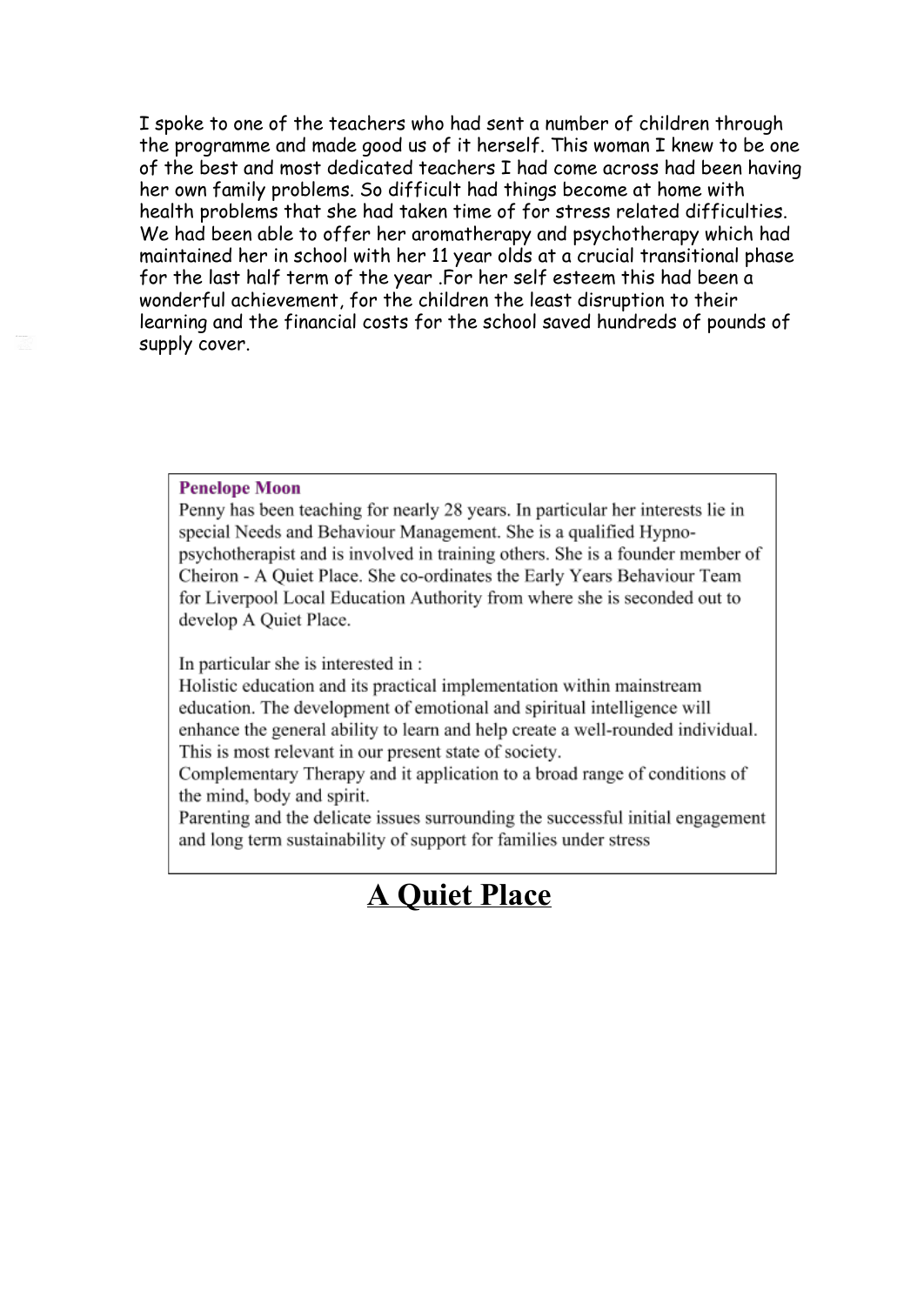I spoke to one of the teachers who had sent a number of children through the programme and made good us of it herself. This woman I knew to be one of the best and most dedicated teachers I had come across had been having her own family problems. So difficult had things become at home with health problems that she had taken time of for stress related difficulties. We had been able to offer her aromatherapy and psychotherapy which had maintained her in school with her 11 year olds at a crucial transitional phase for the last half term of the year .For her self esteem this had been a wonderful achievement, for the children the least disruption to their learning and the financial costs for the school saved hundreds of pounds of supply cover.

**Penelope Moon**

Penny has been teaching for nearly 28 years. In particular her interests lie in special Needs and Behaviour Management. She is a qualified Hypno-psychotherapist and is involved in training others. She is a founder member of Cheiron - A Quiet Place. She co-ordinates the Early Years Behaviour Team for Liverpool Local Education Authority from where she is seconded out to develop A Quiet Place.

In particular she is interested in :

Holistic education and its practical implementation within mainstream education. The development of emotional and spiritual intelligence will enhance the general ability to learn and help create a well-rounded individual. This is most relevant in our present state of society.

Complementary Therapy and it application to a broad range of conditions of the mind, body and spirit.

Parenting and the delicate issues surrounding the successful initial engagement and long term sustainability of support for families under stress

# A Quiet Place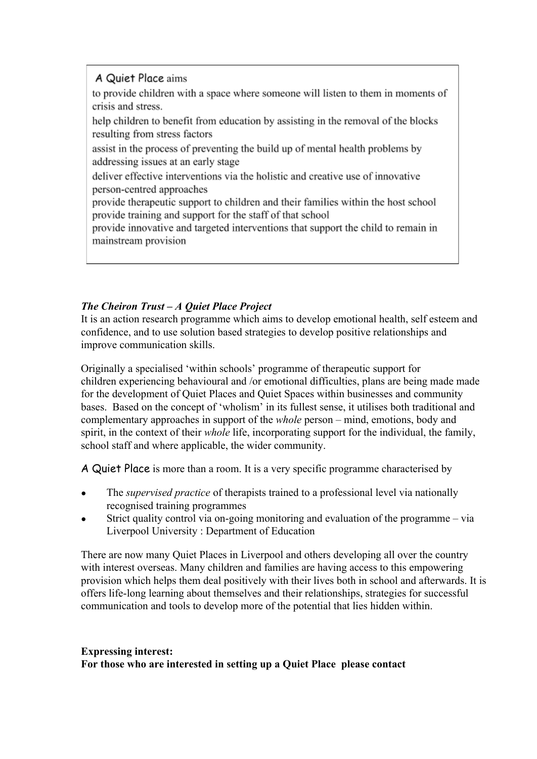**A Quiet Place** aims

to provide children with a space where someone will listen to them in moments of crisis and stress.

help children to benefit from education by assisting in the removal of the blocks resulting from stress factors

assist in the process of preventing the build up of mental health problems by addressing issues at an early stage

deliver effective interventions via the holistic and creative use of innovative person-centred approaches

provide therapeutic support to children and their families within the host school

provide training and support for the staff of that school

provide innovative and targeted interventions that support the child to remain in mainstream provision

***The Cheiron Trust – A Quiet Place Project***

It is an action research programme which aims to develop emotional health, self esteem and confidence, and to use solution based strategies to develop positive relationships and improve communication skills.

Originally a specialised 'within schools' programme of therapeutic support for children experiencing behavioural and /or emotional difficulties, plans are being made made for the development of Quiet Places and Quiet Spaces within businesses and community bases. Based on the concept of 'wholism' in its fullest sense, it utilises both traditional and complementary approaches in support of the *whole* person – mind, emotions, body and spirit, in the context of their *whole* life, incorporating support for the individual, the family, school staff and where applicable, the wider community.

A Quiet Place is more than a room. It is a very specific programme characterised by

- The *supervised practice* of therapists trained to a professional level via nationally recognised training programmes
- Strict quality control via on-going monitoring and evaluation of the programme – via Liverpool University : Department of Education

There are now many Quiet Places in Liverpool and others developing all over the country with interest overseas. Many children and families are having access to this empowering provision which helps them deal positively with their lives both in school and afterwards. It is offers life-long learning about themselves and their relationships, strategies for successful communication and tools to develop more of the potential that lies hidden within.

**Expressing interest:**

**For those who are interested in setting up a Quiet Place please contact**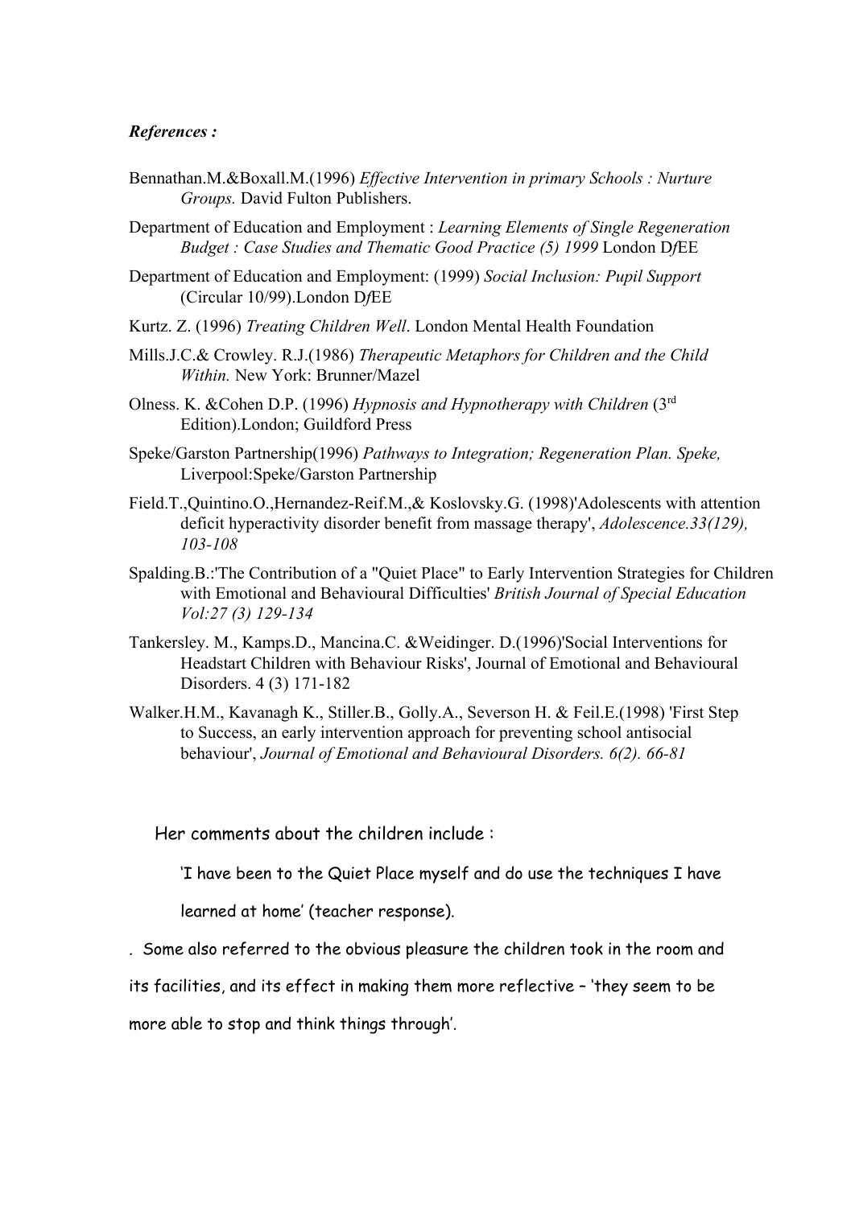***References :***

Bennathan.M.&Boxall.M.(1996) *Effective Intervention in primary Schools : Nurture Groups.* David Fulton Publishers.

Department of Education and Employment : *Learning Elements of Single Regeneration Budget : Case Studies and Thematic Good Practice (5) 1999* London D*f*EE

Department of Education and Employment: (1999) *Social Inclusion: Pupil Support* (Circular 10/99).London D*f*EE

Kurtz. Z. (1996) *Treating Children Well*. London Mental Health Foundation

Mills.J.C.& Crowley. R.J.(1986) *Therapeutic Metaphors for Children and the Child Within.* New York: Brunner/Mazel

Olness. K. &Cohen D.P. (1996) *Hypnosis and Hypnotherapy with Children* (3rd Edition).London; Guildford Press

Speke/Garston Partnership(1996) *Pathways to Integration; Regeneration Plan. Speke,* Liverpool:Speke/Garston Partnership

Field.T.,Quintino.O.,Hernandez-Reif.M.,& Koslovsky.G. (1998)'Adolescents with attention deficit hyperactivity disorder benefit from massage therapy', *Adolescence.33(129), 103-108*

Spalding.B.:'The Contribution of a "Quiet Place" to Early Intervention Strategies for Children with Emotional and Behavioural Difficulties' *British Journal of Special Education Vol:27 (3) 129-134*

Tankersley. M., Kamps.D., Mancina.C. &Weidinger. D.(1996)'Social Interventions for Headstart Children with Behaviour Risks', Journal of Emotional and Behavioural Disorders. 4 (3) 171-182

Walker.H.M., Kavanagh K., Stiller.B., Golly.A., Severson H. & Feil.E.(1998) 'First Step to Success, an early intervention approach for preventing school antisocial behaviour', *Journal of Emotional and Behavioural Disorders. 6(2). 66-81*

Her comments about the children include :

'I have been to the Quiet Place myself and do use the techniques I have learned at home' (teacher response).

. Some also referred to the obvious pleasure the children took in the room and its facilities, and its effect in making them more reflective – 'they seem to be more able to stop and think things through'.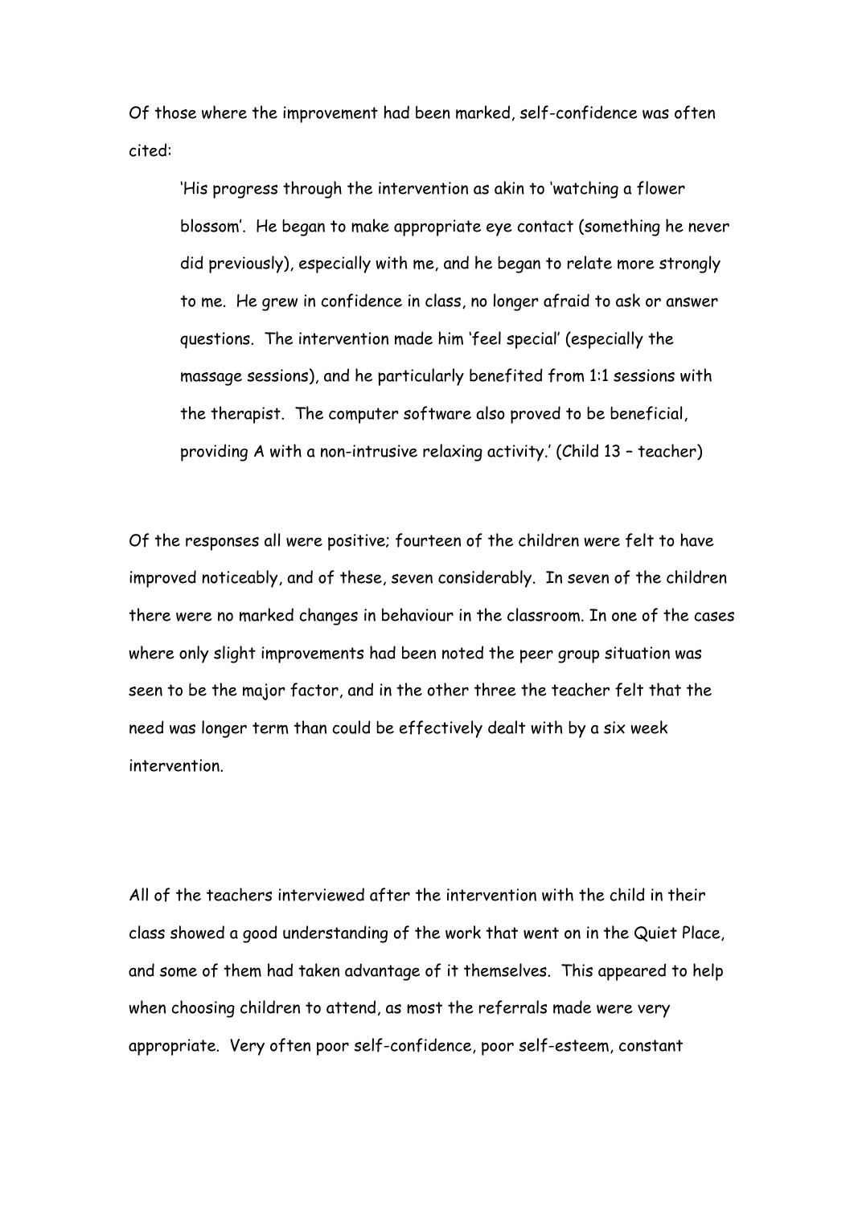Of those where the improvement had been marked, self-confidence was often cited:

> 'His progress through the intervention as akin to 'watching a flower blossom'. He began to make appropriate eye contact (something he never did previously), especially with me, and he began to relate more strongly to me. He grew in confidence in class, no longer afraid to ask or answer questions. The intervention made him 'feel special' (especially the massage sessions), and he particularly benefited from 1:1 sessions with the therapist. The computer software also proved to be beneficial, providing A with a non-intrusive relaxing activity.' (Child 13 – teacher)

Of the responses all were positive; fourteen of the children were felt to have improved noticeably, and of these, seven considerably. In seven of the children there were no marked changes in behaviour in the classroom. In one of the cases where only slight improvements had been noted the peer group situation was seen to be the major factor, and in the other three the teacher felt that the need was longer term than could be effectively dealt with by a six week intervention.

All of the teachers interviewed after the intervention with the child in their class showed a good understanding of the work that went on in the Quiet Place, and some of them had taken advantage of it themselves. This appeared to help when choosing children to attend, as most the referrals made were very appropriate. Very often poor self-confidence, poor self-esteem, constant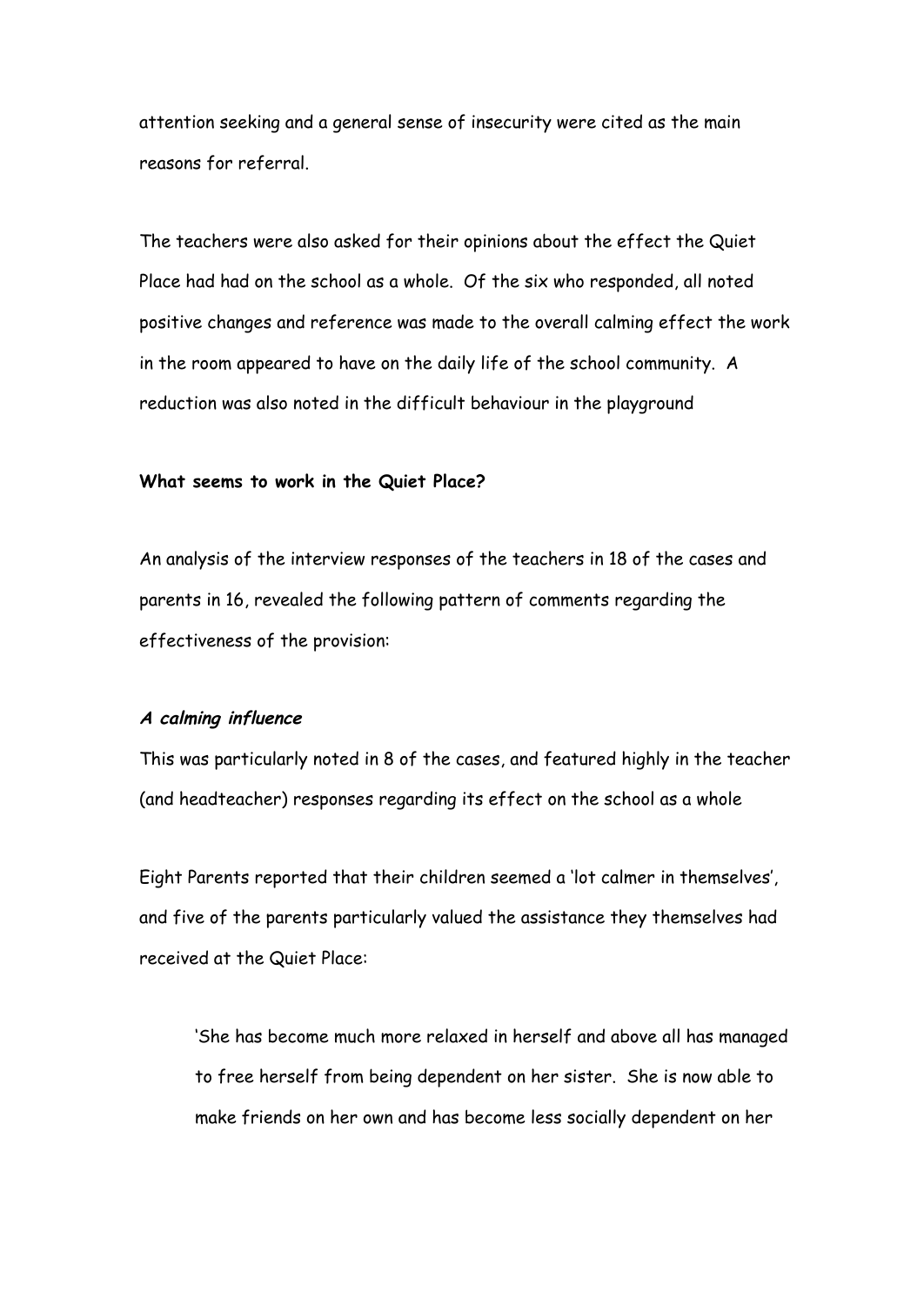attention seeking and a general sense of insecurity were cited as the main reasons for referral.

The teachers were also asked for their opinions about the effect the Quiet Place had had on the school as a whole. Of the six who responded, all noted positive changes and reference was made to the overall calming effect the work in the room appeared to have on the daily life of the school community. A reduction was also noted in the difficult behaviour in the playground

**What seems to work in the Quiet Place?**

An analysis of the interview responses of the teachers in 18 of the cases and parents in 16, revealed the following pattern of comments regarding the effectiveness of the provision:

***A calming influence***

This was particularly noted in 8 of the cases, and featured highly in the teacher (and headteacher) responses regarding its effect on the school as a whole

Eight Parents reported that their children seemed a 'lot calmer in themselves', and five of the parents particularly valued the assistance they themselves had received at the Quiet Place:

> 'She has become much more relaxed in herself and above all has managed to free herself from being dependent on her sister. She is now able to make friends on her own and has become less socially dependent on her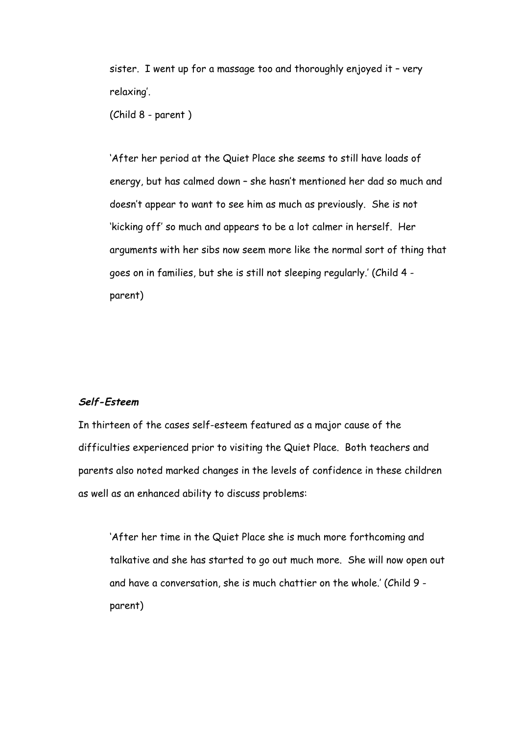sister. I went up for a massage too and thoroughly enjoyed it – very relaxing'.

(Child 8 - parent )

'After her period at the Quiet Place she seems to still have loads of energy, but has calmed down – she hasn't mentioned her dad so much and doesn't appear to want to see him as much as previously. She is not 'kicking off' so much and appears to be a lot calmer in herself. Her arguments with her sibs now seem more like the normal sort of thing that goes on in families, but she is still not sleeping regularly.' (Child 4 - parent)

***Self-Esteem***

In thirteen of the cases self-esteem featured as a major cause of the difficulties experienced prior to visiting the Quiet Place. Both teachers and parents also noted marked changes in the levels of confidence in these children as well as an enhanced ability to discuss problems:

'After her time in the Quiet Place she is much more forthcoming and talkative and she has started to go out much more. She will now open out and have a conversation, she is much chattier on the whole.' (Child 9 - parent)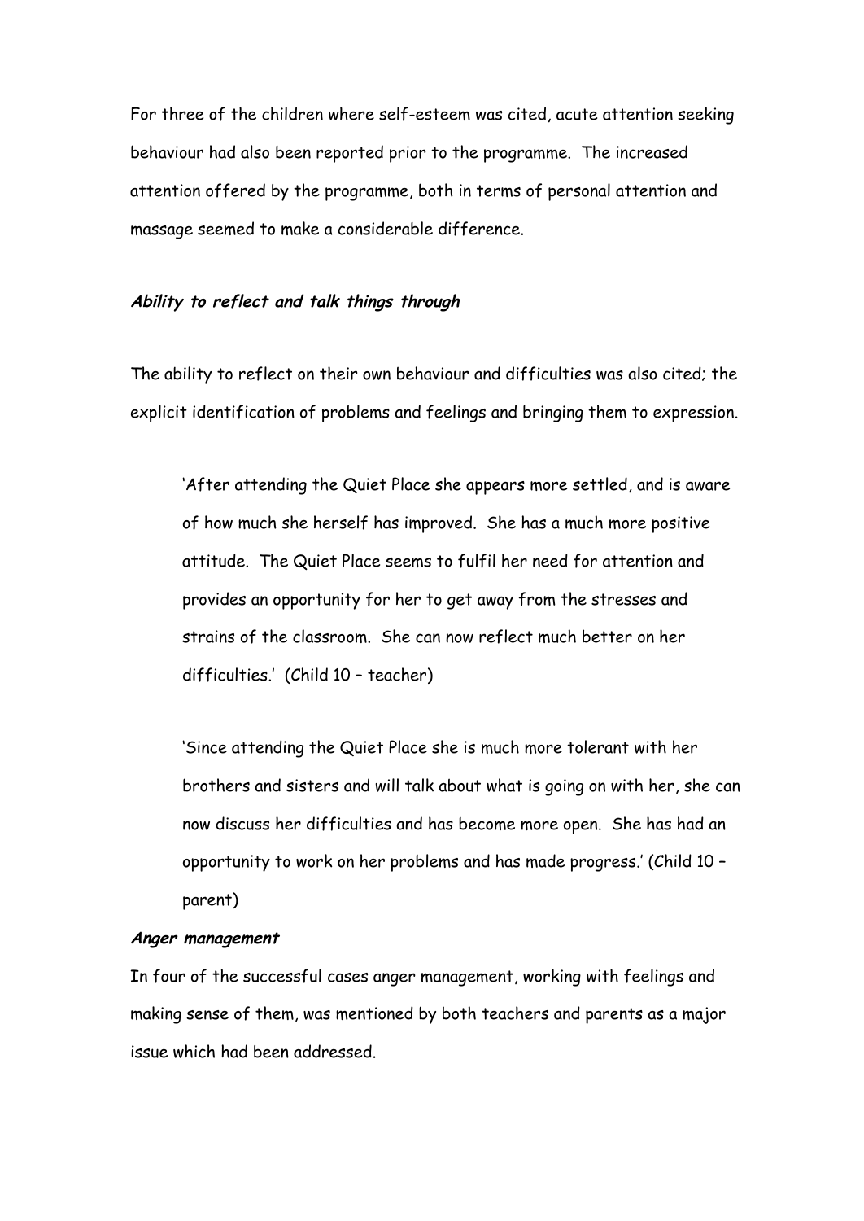For three of the children where self-esteem was cited, acute attention seeking behaviour had also been reported prior to the programme. The increased attention offered by the programme, both in terms of personal attention and massage seemed to make a considerable difference.

***Ability to reflect and talk things through***

The ability to reflect on their own behaviour and difficulties was also cited; the explicit identification of problems and feelings and bringing them to expression.

> 'After attending the Quiet Place she appears more settled, and is aware of how much she herself has improved. She has a much more positive attitude. The Quiet Place seems to fulfil her need for attention and provides an opportunity for her to get away from the stresses and strains of the classroom. She can now reflect much better on her difficulties.' (Child 10 – teacher)

> 'Since attending the Quiet Place she is much more tolerant with her brothers and sisters and will talk about what is going on with her, she can now discuss her difficulties and has become more open. She has had an opportunity to work on her problems and has made progress.' (Child 10 – parent)

***Anger management***

In four of the successful cases anger management, working with feelings and making sense of them, was mentioned by both teachers and parents as a major issue which had been addressed.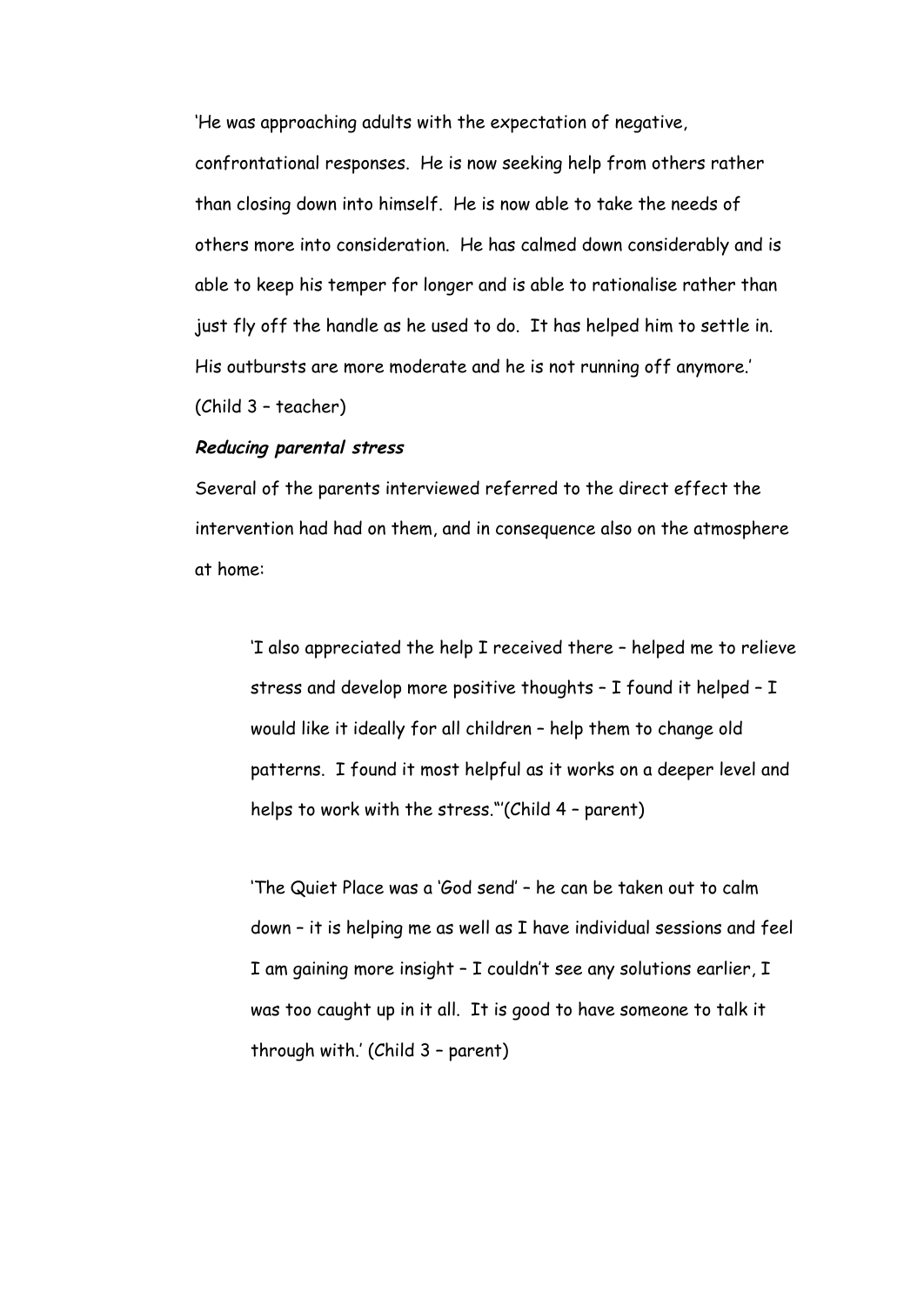'He was approaching adults with the expectation of negative, confrontational responses. He is now seeking help from others rather than closing down into himself. He is now able to take the needs of others more into consideration. He has calmed down considerably and is able to keep his temper for longer and is able to rationalise rather than just fly off the handle as he used to do. It has helped him to settle in. His outbursts are more moderate and he is not running off anymore.' (Child 3 – teacher)

***Reducing parental stress***

Several of the parents interviewed referred to the direct effect the intervention had had on them, and in consequence also on the atmosphere at home:

> 'I also appreciated the help I received there – helped me to relieve stress and develop more positive thoughts – I found it helped – I would like it ideally for all children – help them to change old patterns. I found it most helpful as it works on a deeper level and helps to work with the stress."'(Child 4 – parent)

> 'The Quiet Place was a 'God send' – he can be taken out to calm down – it is helping me as well as I have individual sessions and feel I am gaining more insight – I couldn't see any solutions earlier, I was too caught up in it all. It is good to have someone to talk it through with.' (Child 3 – parent)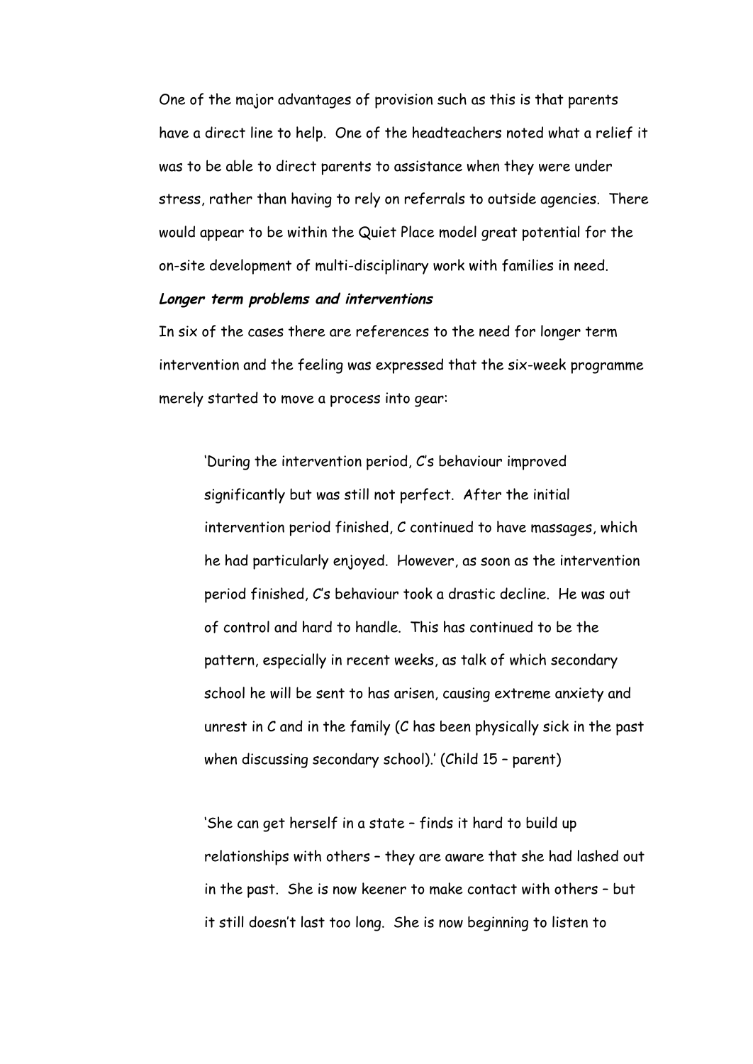One of the major advantages of provision such as this is that parents have a direct line to help. One of the headteachers noted what a relief it was to be able to direct parents to assistance when they were under stress, rather than having to rely on referrals to outside agencies. There would appear to be within the Quiet Place model great potential for the on-site development of multi-disciplinary work with families in need.

***Longer term problems and interventions***

In six of the cases there are references to the need for longer term intervention and the feeling was expressed that the six-week programme merely started to move a process into gear:

> 'During the intervention period, C's behaviour improved significantly but was still not perfect. After the initial intervention period finished, C continued to have massages, which he had particularly enjoyed. However, as soon as the intervention period finished, C's behaviour took a drastic decline. He was out of control and hard to handle. This has continued to be the pattern, especially in recent weeks, as talk of which secondary school he will be sent to has arisen, causing extreme anxiety and unrest in C and in the family (C has been physically sick in the past when discussing secondary school).' (Child 15 – parent)

> 'She can get herself in a state – finds it hard to build up relationships with others – they are aware that she had lashed out in the past. She is now keener to make contact with others – but it still doesn't last too long. She is now beginning to listen to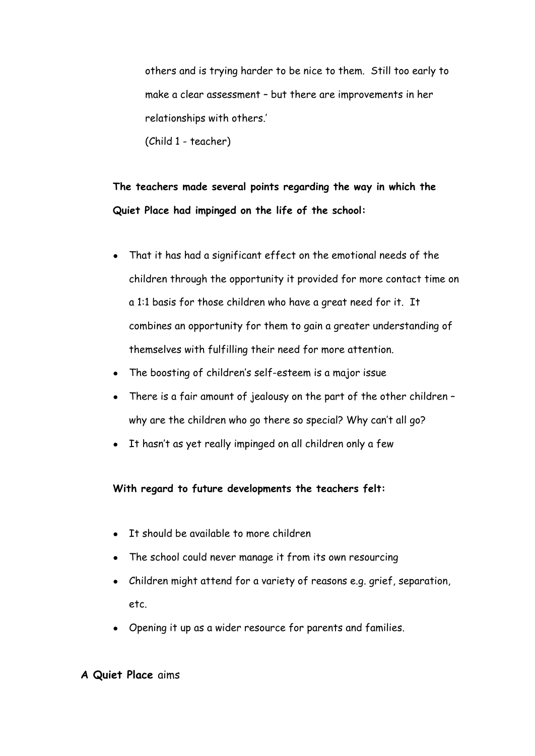others and is trying harder to be nice to them. Still too early to make a clear assessment – but there are improvements in her relationships with others.'

(Child 1 - teacher)

**The teachers made several points regarding the way in which the Quiet Place had impinged on the life of the school:**

- That it has had a significant effect on the emotional needs of the children through the opportunity it provided for more contact time on a 1:1 basis for those children who have a great need for it. It combines an opportunity for them to gain a greater understanding of themselves with fulfilling their need for more attention.
- The boosting of children's self-esteem is a major issue
- There is a fair amount of jealousy on the part of the other children – why are the children who go there so special? Why can't all go?
- It hasn't as yet really impinged on all children only a few

**With regard to future developments the teachers felt:**

- It should be available to more children
- The school could never manage it from its own resourcing
- Children might attend for a variety of reasons e.g. grief, separation, etc.
- Opening it up as a wider resource for parents and families.

**A Quiet Place** aims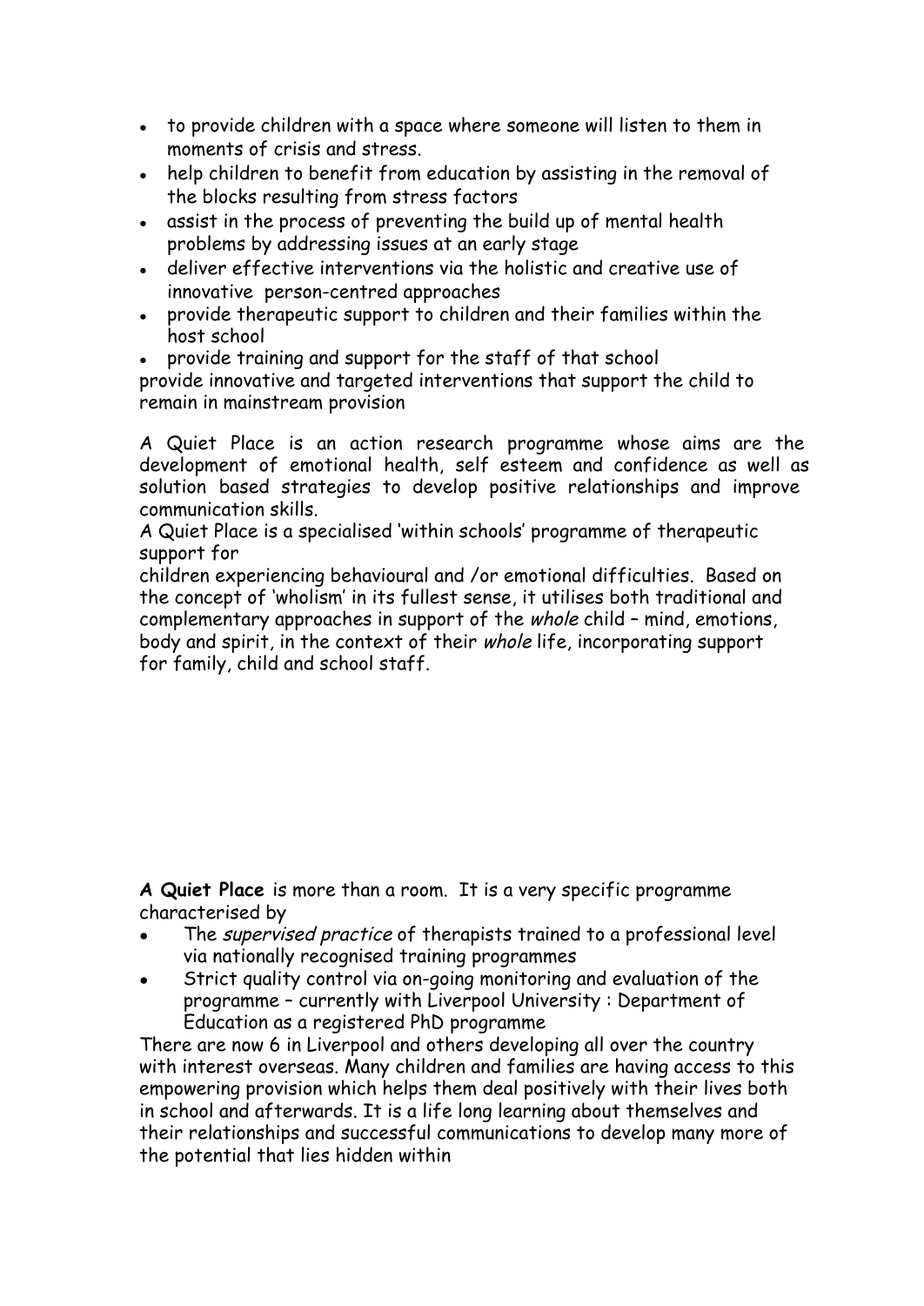- to provide children with a space where someone will listen to them in moments of crisis and stress.
- help children to benefit from education by assisting in the removal of the blocks resulting from stress factors
- assist in the process of preventing the build up of mental health problems by addressing issues at an early stage
- deliver effective interventions via the holistic and creative use of innovative person-centred approaches
- provide therapeutic support to children and their families within the host school
- provide training and support for the staff of that school

provide innovative and targeted interventions that support the child to remain in mainstream provision

A Quiet Place is an action research programme whose aims are the development of emotional health, self esteem and confidence as well as solution based strategies to develop positive relationships and improve communication skills.

A Quiet Place is a specialised 'within schools' programme of therapeutic support for

children experiencing behavioural and /or emotional difficulties. Based on the concept of 'wholism' in its fullest sense, it utilises both traditional and complementary approaches in support of the *whole* child – mind, emotions, body and spirit, in the context of their *whole* life, incorporating support for family, child and school staff.

**A Quiet Place** is more than a room. It is a very specific programme characterised by

- The *supervised practice* of therapists trained to a professional level via nationally recognised training programmes
- Strict quality control via on-going monitoring and evaluation of the programme – currently with Liverpool University : Department of Education as a registered PhD programme

There are now 6 in Liverpool and others developing all over the country with interest overseas. Many children and families are having access to this empowering provision which helps them deal positively with their lives both in school and afterwards. It is a life long learning about themselves and their relationships and successful communications to develop many more of the potential that lies hidden within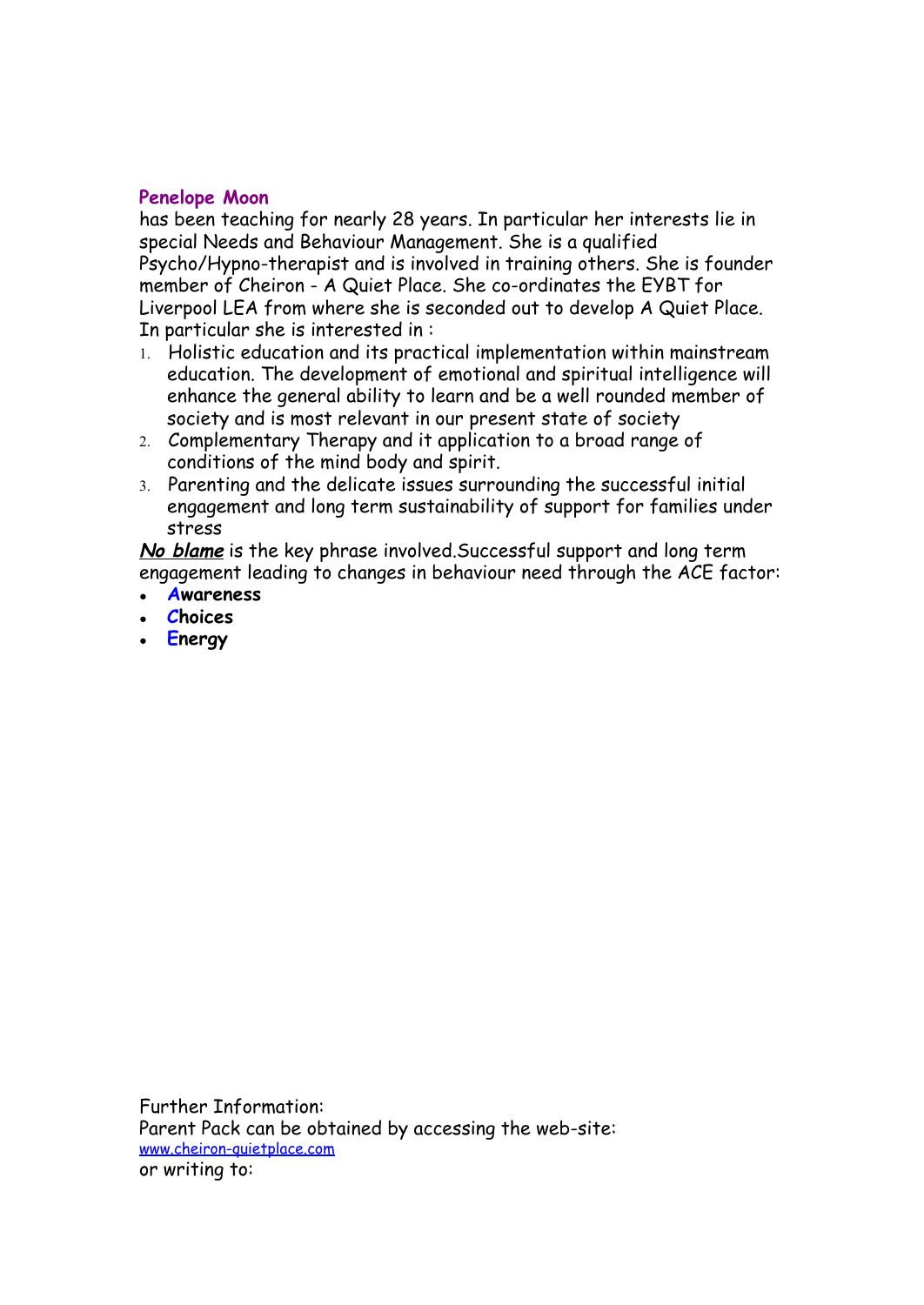**Penelope Moon**

has been teaching for nearly 28 years. In particular her interests lie in special Needs and Behaviour Management. She is a qualified Psycho/Hypno-therapist and is involved in training others. She is founder member of Cheiron - A Quiet Place. She co-ordinates the EYBT for Liverpool LEA from where she is seconded out to develop A Quiet Place. In particular she is interested in :

1. Holistic education and its practical implementation within mainstream education. The development of emotional and spiritual intelligence will enhance the general ability to learn and be a well rounded member of society and is most relevant in our present state of society
2. Complementary Therapy and it application to a broad range of conditions of the mind body and spirit.
3. Parenting and the delicate issues surrounding the successful initial engagement and long term sustainability of support for families under stress

***No blame*** is the key phrase involved.Successful support and long term engagement leading to changes in behaviour need through the ACE factor:

- **Awareness**
- **Choices**
- **Energy**

Further Information:
Parent Pack can be obtained by accessing the web-site:
www.cheiron-quietplace.com
or writing to: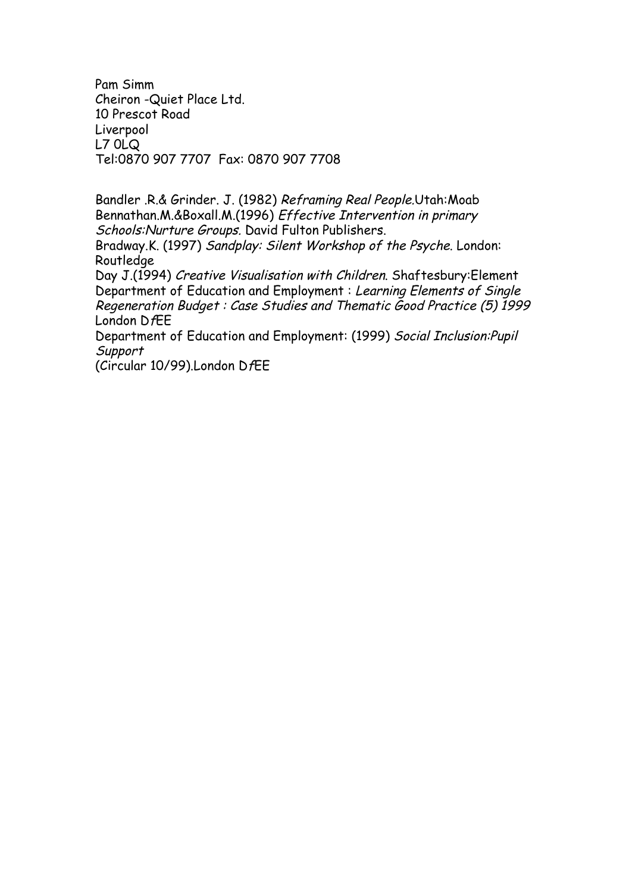Pam Simm  
Cheiron -Quiet Place Ltd.  
10 Prescot Road  
Liverpool  
L7 0LQ  
Tel:0870 907 7707 Fax: 0870 907 7708

Bandler .R.& Grinder. J. (1982) *Reframing Real People.*Utah:Moab  
Bennathan.M.&Boxall.M.(1996) *Effective Intervention in primary Schools:Nurture Groups.* David Fulton Publishers.  
Bradway.K. (1997) *Sandplay: Silent Workshop of the Psyche*. London: Routledge  
Day J.(1994) *Creative Visualisation with Children*. Shaftesbury:Element  
Department of Education and Employment : *Learning Elements of Single Regeneration Budget : Case Studies and Thematic Good Practice (5) 1999* London DfEE  
Department of Education and Employment: (1999) *Social Inclusion:Pupil Support*  
(Circular 10/99).London DfEE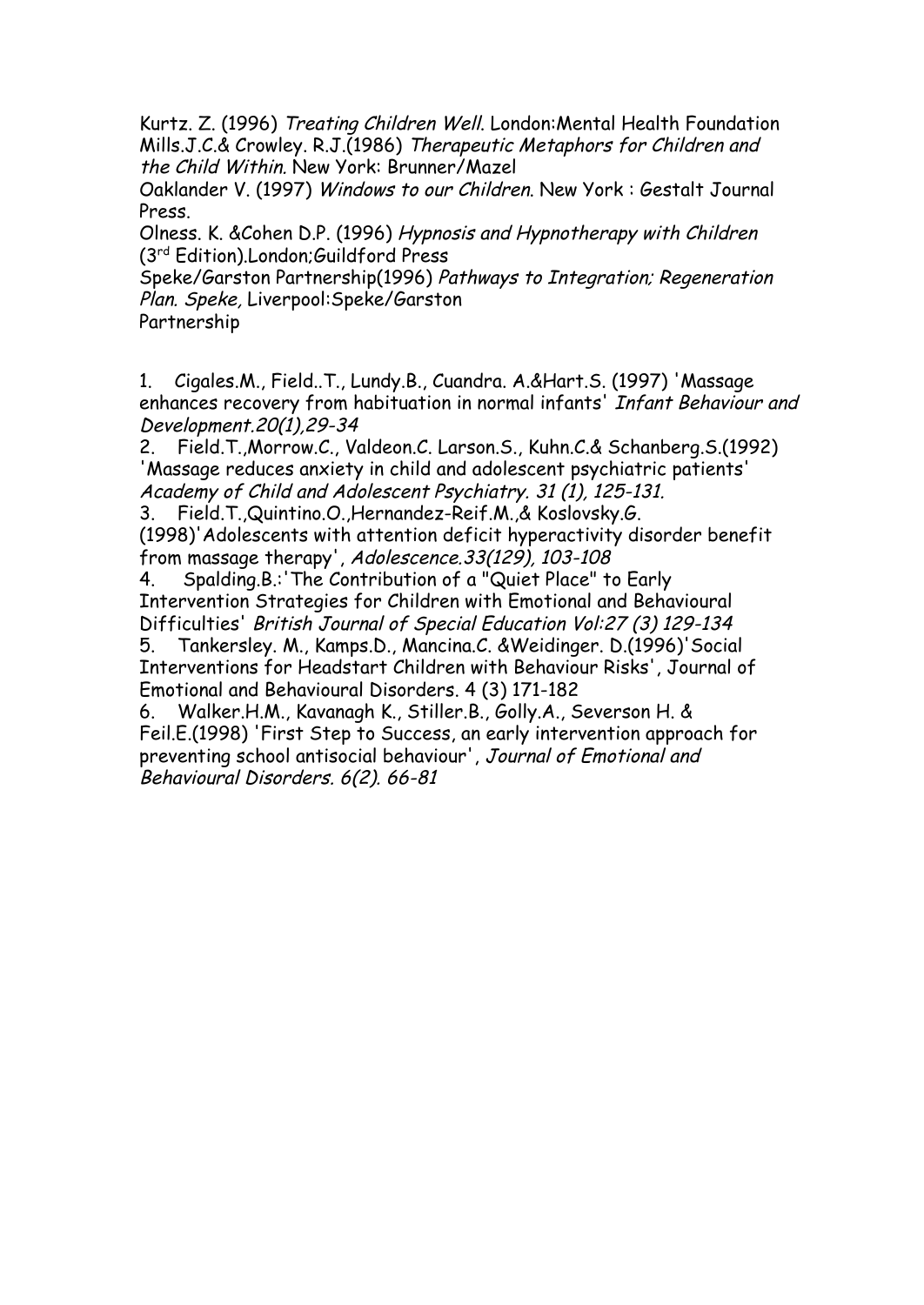Kurtz. Z. (1996) *Treating Children Well*. London:Mental Health Foundation
Mills.J.C.& Crowley. R.J.(1986) *Therapeutic Metaphors for Children and the Child Within.* New York: Brunner/Mazel
Oaklander V. (1997) *Windows to our Children*. New York : Gestalt Journal Press.
Olness. K. &Cohen D.P. (1996) *Hypnosis and Hypnotherapy with Children* (3rd Edition).London;Guildford Press
Speke/Garston Partnership(1996) *Pathways to Integration; Regeneration Plan. Speke,* Liverpool:Speke/Garston Partnership

1. Cigales.M., Field..T., Lundy.B., Cuandra. A.&Hart.S. (1997) 'Massage enhances recovery from habituation in normal infants' *Infant Behaviour and Development.20(1),29-34*
2. Field.T.,Morrow.C., Valdeon.C. Larson.S., Kuhn.C.& Schanberg.S.(1992) 'Massage reduces anxiety in child and adolescent psychiatric patients' *Academy of Child and Adolescent Psychiatry. 31 (1), 125-131.*
3. Field.T.,Quintino.O.,Hernandez-Reif.M.,& Koslovsky.G. (1998)'Adolescents with attention deficit hyperactivity disorder benefit from massage therapy', *Adolescence.33(129), 103-108*
4. Spalding.B.:'The Contribution of a "Quiet Place" to Early Intervention Strategies for Children with Emotional and Behavioural Difficulties' *British Journal of Special Education Vol:27 (3) 129-134*
5. Tankersley. M., Kamps.D., Mancina.C. &Weidinger. D.(1996)'Social Interventions for Headstart Children with Behaviour Risks', Journal of Emotional and Behavioural Disorders. 4 (3) 171-182
6. Walker.H.M., Kavanagh K., Stiller.B., Golly.A., Severson H. & Feil.E.(1998) 'First Step to Success, an early intervention approach for preventing school antisocial behaviour', *Journal of Emotional and Behavioural Disorders. 6(2). 66-81*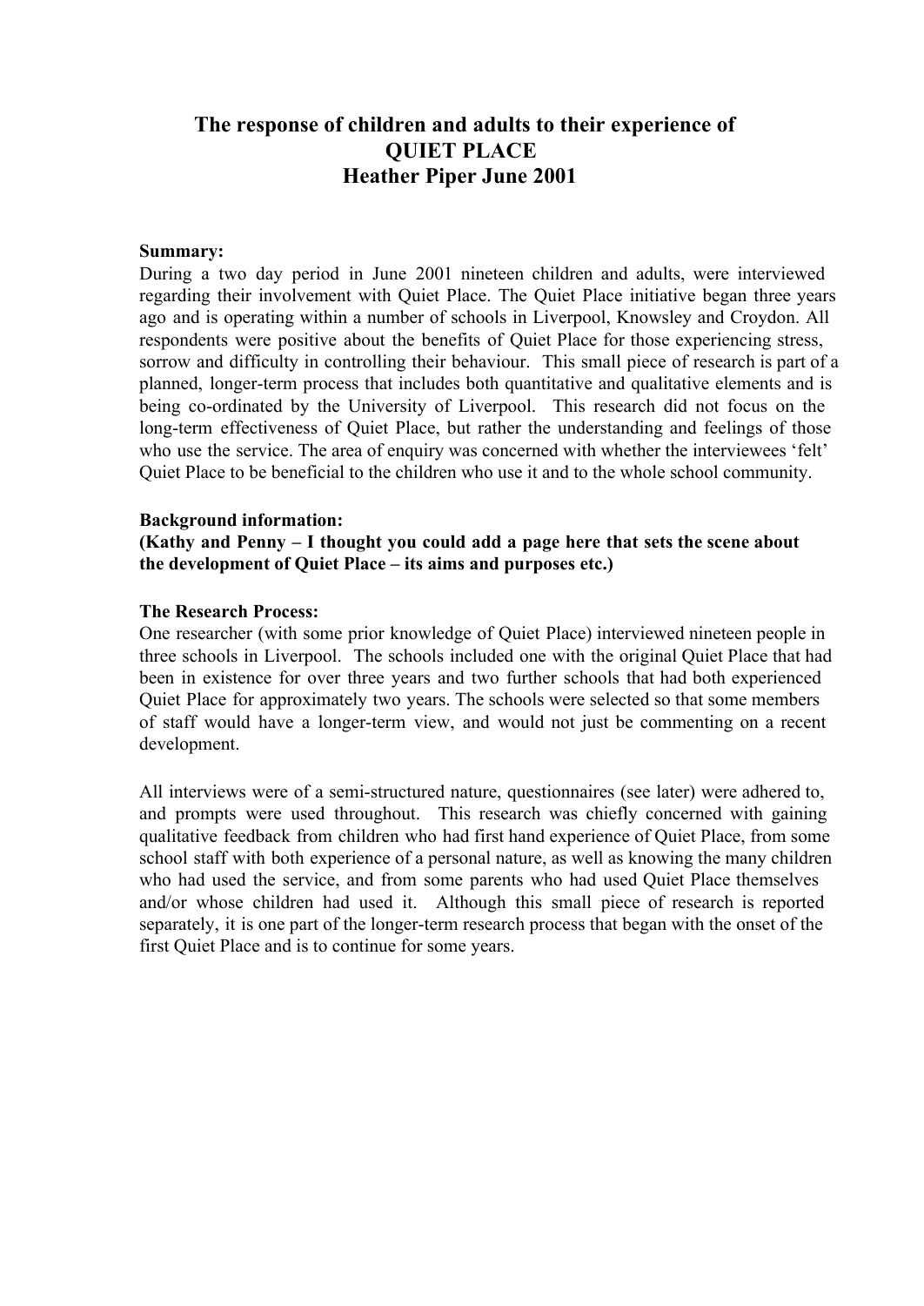# The response of children and adults to their experience of QUIET PLACE
## Heather Piper June 2001

**Summary:**
During a two day period in June 2001 nineteen children and adults, were interviewed regarding their involvement with Quiet Place. The Quiet Place initiative began three years ago and is operating within a number of schools in Liverpool, Knowsley and Croydon. All respondents were positive about the benefits of Quiet Place for those experiencing stress, sorrow and difficulty in controlling their behaviour. This small piece of research is part of a planned, longer-term process that includes both quantitative and qualitative elements and is being co-ordinated by the University of Liverpool. This research did not focus on the long-term effectiveness of Quiet Place, but rather the understanding and feelings of those who use the service. The area of enquiry was concerned with whether the interviewees 'felt' Quiet Place to be beneficial to the children who use it and to the whole school community.

**Background information:**
**(Kathy and Penny – I thought you could add a page here that sets the scene about the development of Quiet Place – its aims and purposes etc.)**

**The Research Process:**
One researcher (with some prior knowledge of Quiet Place) interviewed nineteen people in three schools in Liverpool. The schools included one with the original Quiet Place that had been in existence for over three years and two further schools that had both experienced Quiet Place for approximately two years. The schools were selected so that some members of staff would have a longer-term view, and would not just be commenting on a recent development.

All interviews were of a semi-structured nature, questionnaires (see later) were adhered to, and prompts were used throughout. This research was chiefly concerned with gaining qualitative feedback from children who had first hand experience of Quiet Place, from some school staff with both experience of a personal nature, as well as knowing the many children who had used the service, and from some parents who had used Quiet Place themselves and/or whose children had used it. Although this small piece of research is reported separately, it is one part of the longer-term research process that began with the onset of the first Quiet Place and is to continue for some years.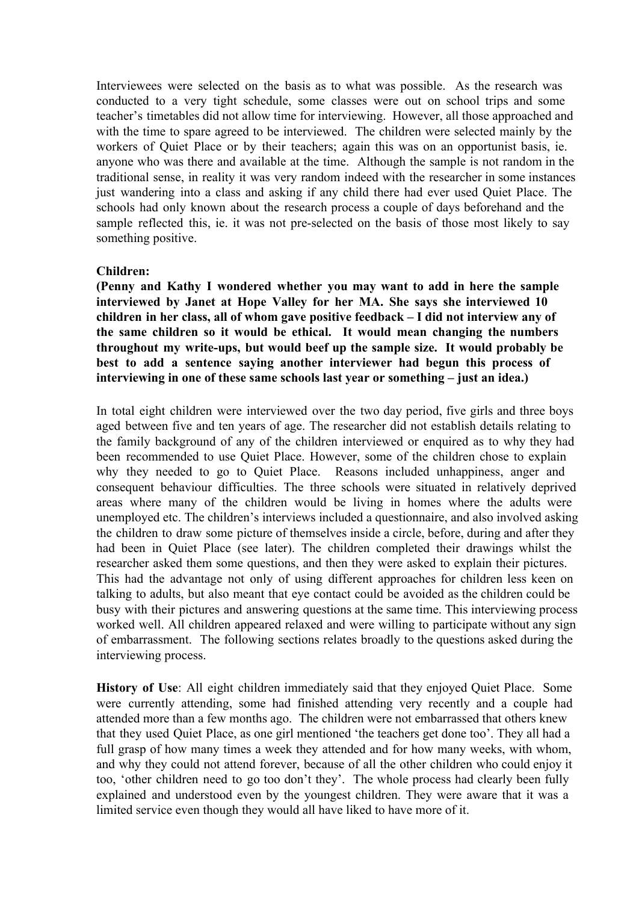Interviewees were selected on the basis as to what was possible. As the research was conducted to a very tight schedule, some classes were out on school trips and some teacher's timetables did not allow time for interviewing. However, all those approached and with the time to spare agreed to be interviewed. The children were selected mainly by the workers of Quiet Place or by their teachers; again this was on an opportunist basis, ie. anyone who was there and available at the time. Although the sample is not random in the traditional sense, in reality it was very random indeed with the researcher in some instances just wandering into a class and asking if any child there had ever used Quiet Place. The schools had only known about the research process a couple of days beforehand and the sample reflected this, ie. it was not pre-selected on the basis of those most likely to say something positive.

**Children:**

**(Penny and Kathy I wondered whether you may want to add in here the sample interviewed by Janet at Hope Valley for her MA. She says she interviewed 10 children in her class, all of whom gave positive feedback – I did not interview any of the same children so it would be ethical. It would mean changing the numbers throughout my write-ups, but would beef up the sample size. It would probably be best to add a sentence saying another interviewer had begun this process of interviewing in one of these same schools last year or something – just an idea.)**

In total eight children were interviewed over the two day period, five girls and three boys aged between five and ten years of age. The researcher did not establish details relating to the family background of any of the children interviewed or enquired as to why they had been recommended to use Quiet Place. However, some of the children chose to explain why they needed to go to Quiet Place. Reasons included unhappiness, anger and consequent behaviour difficulties. The three schools were situated in relatively deprived areas where many of the children would be living in homes where the adults were unemployed etc. The children's interviews included a questionnaire, and also involved asking the children to draw some picture of themselves inside a circle, before, during and after they had been in Quiet Place (see later). The children completed their drawings whilst the researcher asked them some questions, and then they were asked to explain their pictures. This had the advantage not only of using different approaches for children less keen on talking to adults, but also meant that eye contact could be avoided as the children could be busy with their pictures and answering questions at the same time. This interviewing process worked well. All children appeared relaxed and were willing to participate without any sign of embarrassment. The following sections relates broadly to the questions asked during the interviewing process.

**History of Use**: All eight children immediately said that they enjoyed Quiet Place. Some were currently attending, some had finished attending very recently and a couple had attended more than a few months ago. The children were not embarrassed that others knew that they used Quiet Place, as one girl mentioned 'the teachers get done too'. They all had a full grasp of how many times a week they attended and for how many weeks, with whom, and why they could not attend forever, because of all the other children who could enjoy it too, 'other children need to go too don't they'. The whole process had clearly been fully explained and understood even by the youngest children. They were aware that it was a limited service even though they would all have liked to have more of it.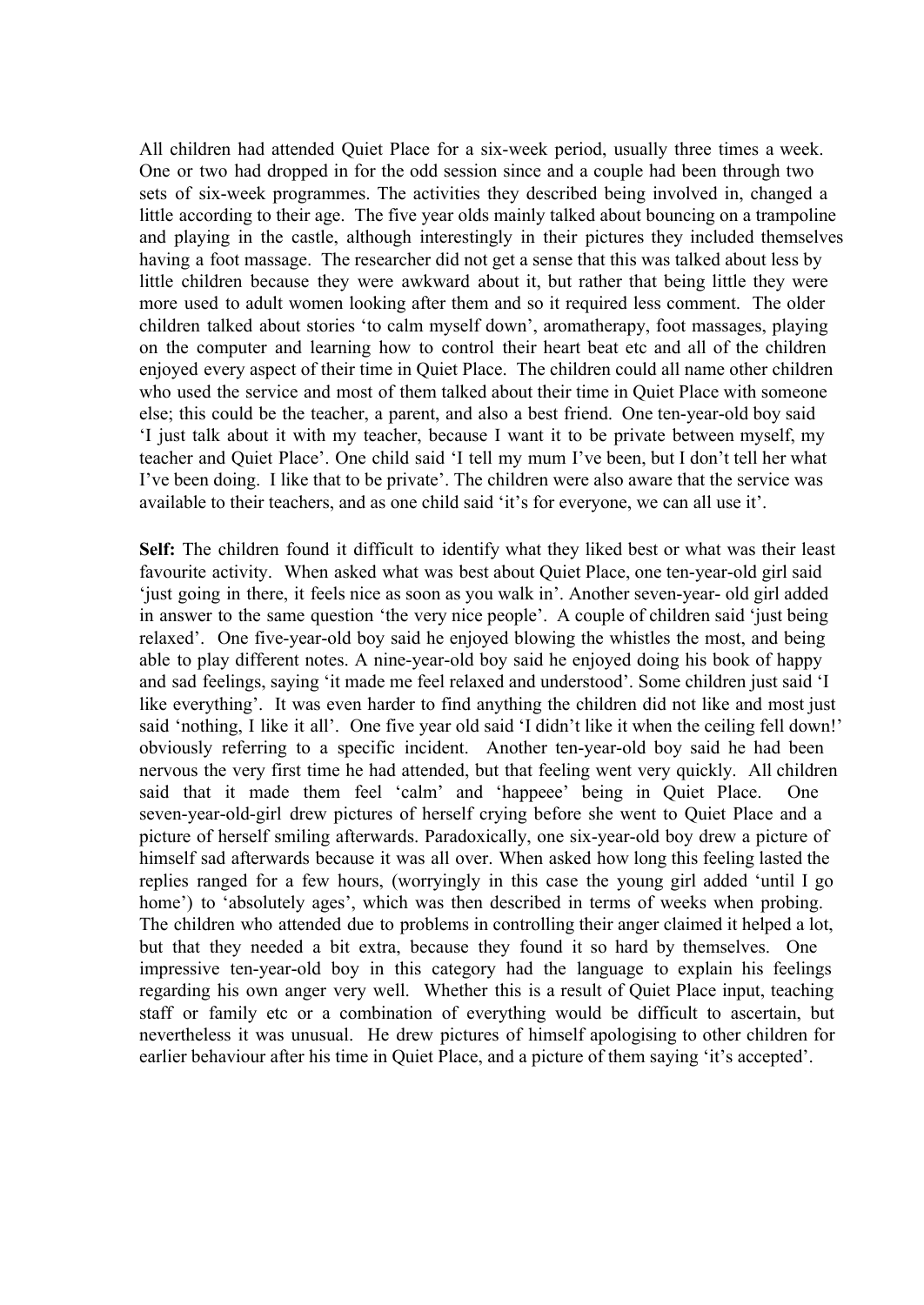All children had attended Quiet Place for a six-week period, usually three times a week. One or two had dropped in for the odd session since and a couple had been through two sets of six-week programmes. The activities they described being involved in, changed a little according to their age. The five year olds mainly talked about bouncing on a trampoline and playing in the castle, although interestingly in their pictures they included themselves having a foot massage. The researcher did not get a sense that this was talked about less by little children because they were awkward about it, but rather that being little they were more used to adult women looking after them and so it required less comment. The older children talked about stories 'to calm myself down', aromatherapy, foot massages, playing on the computer and learning how to control their heart beat etc and all of the children enjoyed every aspect of their time in Quiet Place. The children could all name other children who used the service and most of them talked about their time in Quiet Place with someone else; this could be the teacher, a parent, and also a best friend. One ten-year-old boy said 'I just talk about it with my teacher, because I want it to be private between myself, my teacher and Quiet Place'. One child said 'I tell my mum I've been, but I don't tell her what I've been doing. I like that to be private'. The children were also aware that the service was available to their teachers, and as one child said 'it's for everyone, we can all use it'.

**Self:** The children found it difficult to identify what they liked best or what was their least favourite activity. When asked what was best about Quiet Place, one ten-year-old girl said 'just going in there, it feels nice as soon as you walk in'. Another seven-year- old girl added in answer to the same question 'the very nice people'. A couple of children said 'just being relaxed'. One five-year-old boy said he enjoyed blowing the whistles the most, and being able to play different notes. A nine-year-old boy said he enjoyed doing his book of happy and sad feelings, saying 'it made me feel relaxed and understood'. Some children just said 'I like everything'. It was even harder to find anything the children did not like and most just said 'nothing, I like it all'. One five year old said 'I didn't like it when the ceiling fell down!' obviously referring to a specific incident. Another ten-year-old boy said he had been nervous the very first time he had attended, but that feeling went very quickly. All children said that it made them feel 'calm' and 'happeee' being in Quiet Place. One seven-year-old-girl drew pictures of herself crying before she went to Quiet Place and a picture of herself smiling afterwards. Paradoxically, one six-year-old boy drew a picture of himself sad afterwards because it was all over. When asked how long this feeling lasted the replies ranged for a few hours, (worryingly in this case the young girl added 'until I go home') to 'absolutely ages', which was then described in terms of weeks when probing. The children who attended due to problems in controlling their anger claimed it helped a lot, but that they needed a bit extra, because they found it so hard by themselves. One impressive ten-year-old boy in this category had the language to explain his feelings regarding his own anger very well. Whether this is a result of Quiet Place input, teaching staff or family etc or a combination of everything would be difficult to ascertain, but nevertheless it was unusual. He drew pictures of himself apologising to other children for earlier behaviour after his time in Quiet Place, and a picture of them saying 'it's accepted'.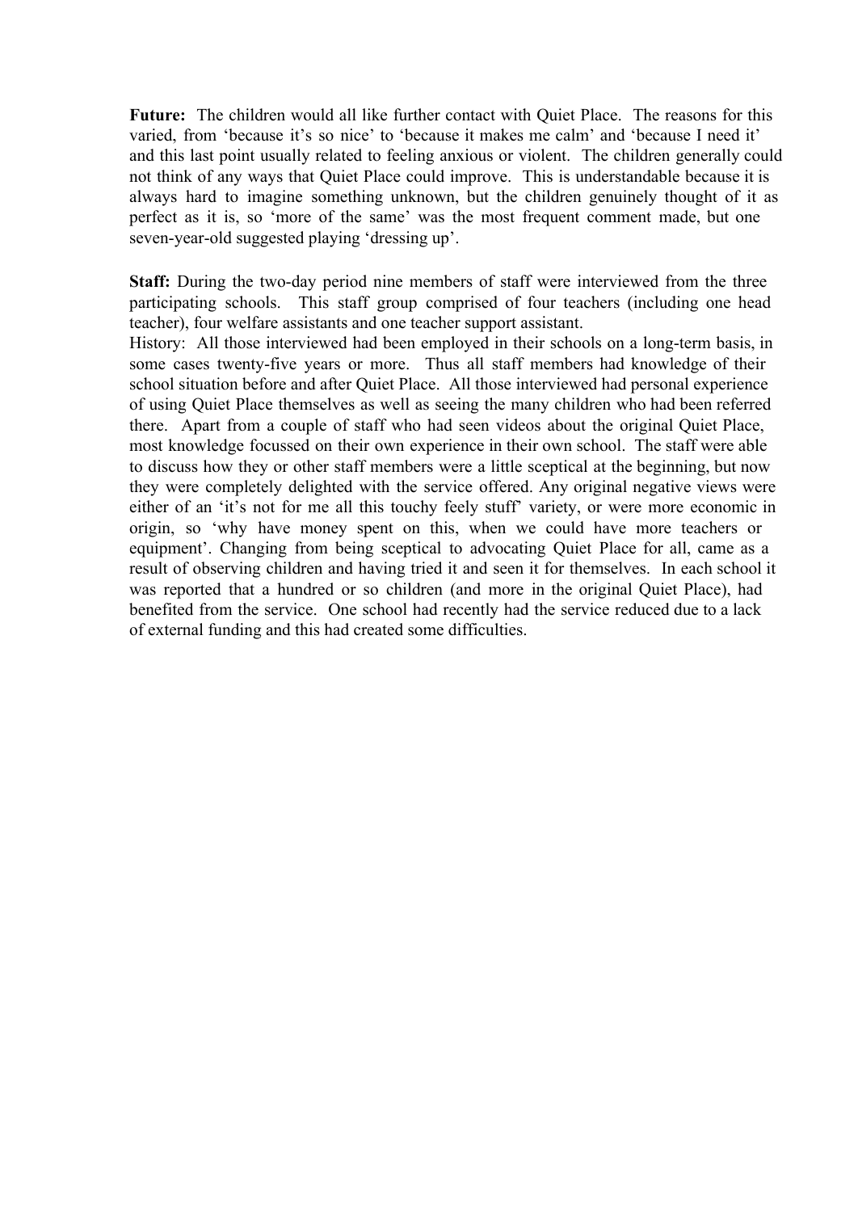**Future:** The children would all like further contact with Quiet Place. The reasons for this varied, from 'because it's so nice' to 'because it makes me calm' and 'because I need it' and this last point usually related to feeling anxious or violent. The children generally could not think of any ways that Quiet Place could improve. This is understandable because it is always hard to imagine something unknown, but the children genuinely thought of it as perfect as it is, so 'more of the same' was the most frequent comment made, but one seven-year-old suggested playing 'dressing up'.

**Staff:** During the two-day period nine members of staff were interviewed from the three participating schools. This staff group comprised of four teachers (including one head teacher), four welfare assistants and one teacher support assistant.

History: All those interviewed had been employed in their schools on a long-term basis, in some cases twenty-five years or more. Thus all staff members had knowledge of their school situation before and after Quiet Place. All those interviewed had personal experience of using Quiet Place themselves as well as seeing the many children who had been referred there. Apart from a couple of staff who had seen videos about the original Quiet Place, most knowledge focussed on their own experience in their own school. The staff were able to discuss how they or other staff members were a little sceptical at the beginning, but now they were completely delighted with the service offered. Any original negative views were either of an 'it's not for me all this touchy feely stuff' variety, or were more economic in origin, so 'why have money spent on this, when we could have more teachers or equipment'. Changing from being sceptical to advocating Quiet Place for all, came as a result of observing children and having tried it and seen it for themselves. In each school it was reported that a hundred or so children (and more in the original Quiet Place), had benefited from the service. One school had recently had the service reduced due to a lack of external funding and this had created some difficulties.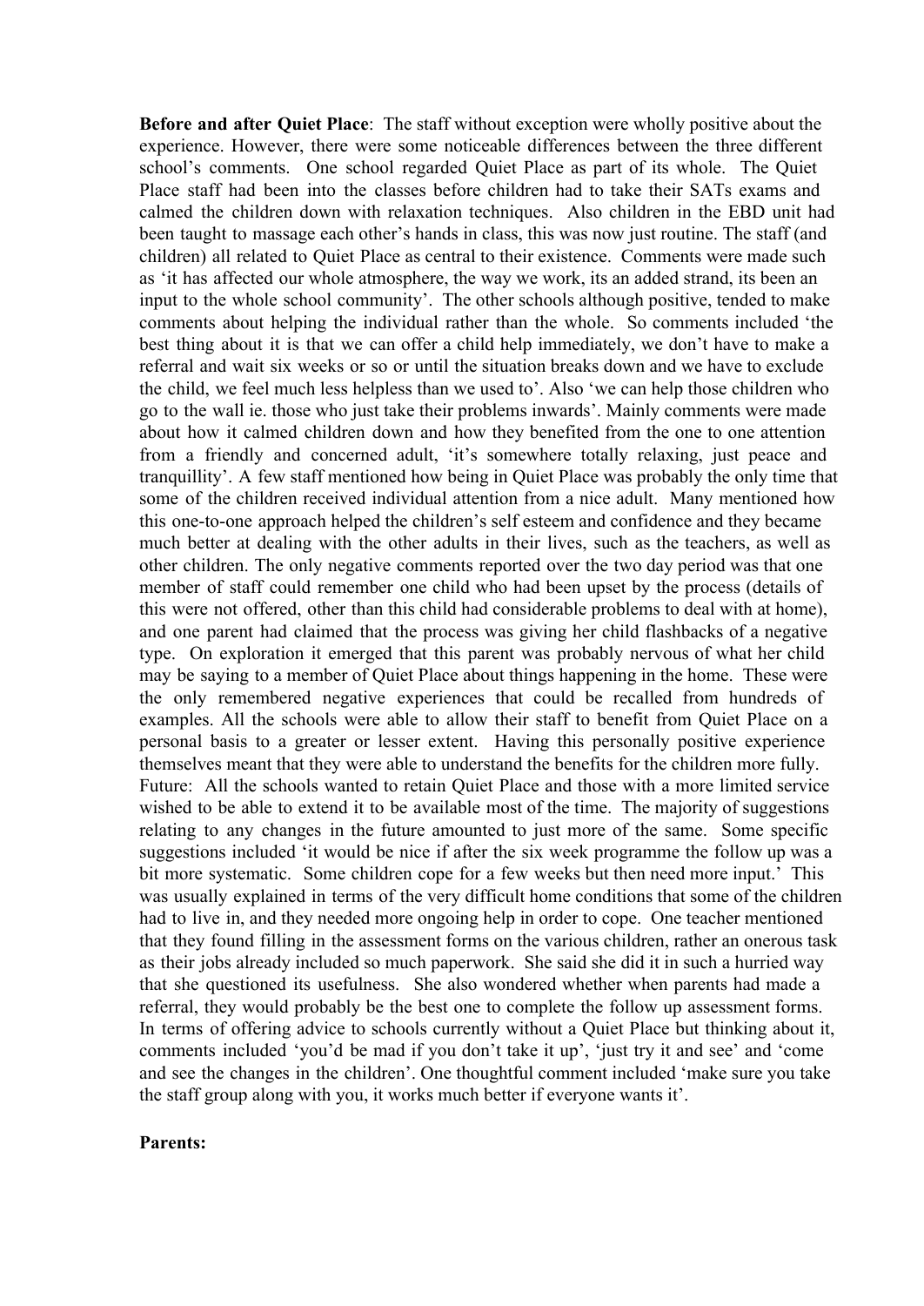**Before and after Quiet Place**: The staff without exception were wholly positive about the experience. However, there were some noticeable differences between the three different school's comments. One school regarded Quiet Place as part of its whole. The Quiet Place staff had been into the classes before children had to take their SATs exams and calmed the children down with relaxation techniques. Also children in the EBD unit had been taught to massage each other's hands in class, this was now just routine. The staff (and children) all related to Quiet Place as central to their existence. Comments were made such as 'it has affected our whole atmosphere, the way we work, its an added strand, its been an input to the whole school community'. The other schools although positive, tended to make comments about helping the individual rather than the whole. So comments included 'the best thing about it is that we can offer a child help immediately, we don't have to make a referral and wait six weeks or so or until the situation breaks down and we have to exclude the child, we feel much less helpless than we used to'. Also 'we can help those children who go to the wall ie. those who just take their problems inwards'. Mainly comments were made about how it calmed children down and how they benefited from the one to one attention from a friendly and concerned adult, 'it's somewhere totally relaxing, just peace and tranquillity'. A few staff mentioned how being in Quiet Place was probably the only time that some of the children received individual attention from a nice adult. Many mentioned how this one-to-one approach helped the children's self esteem and confidence and they became much better at dealing with the other adults in their lives, such as the teachers, as well as other children. The only negative comments reported over the two day period was that one member of staff could remember one child who had been upset by the process (details of this were not offered, other than this child had considerable problems to deal with at home), and one parent had claimed that the process was giving her child flashbacks of a negative type. On exploration it emerged that this parent was probably nervous of what her child may be saying to a member of Quiet Place about things happening in the home. These were the only remembered negative experiences that could be recalled from hundreds of examples. All the schools were able to allow their staff to benefit from Quiet Place on a personal basis to a greater or lesser extent. Having this personally positive experience themselves meant that they were able to understand the benefits for the children more fully.
Future: All the schools wanted to retain Quiet Place and those with a more limited service wished to be able to extend it to be available most of the time. The majority of suggestions relating to any changes in the future amounted to just more of the same. Some specific suggestions included 'it would be nice if after the six week programme the follow up was a bit more systematic. Some children cope for a few weeks but then need more input.' This was usually explained in terms of the very difficult home conditions that some of the children had to live in, and they needed more ongoing help in order to cope. One teacher mentioned that they found filling in the assessment forms on the various children, rather an onerous task as their jobs already included so much paperwork. She said she did it in such a hurried way that she questioned its usefulness. She also wondered whether when parents had made a referral, they would probably be the best one to complete the follow up assessment forms. In terms of offering advice to schools currently without a Quiet Place but thinking about it, comments included 'you'd be mad if you don't take it up', 'just try it and see' and 'come and see the changes in the children'. One thoughtful comment included 'make sure you take the staff group along with you, it works much better if everyone wants it'.

**Parents:**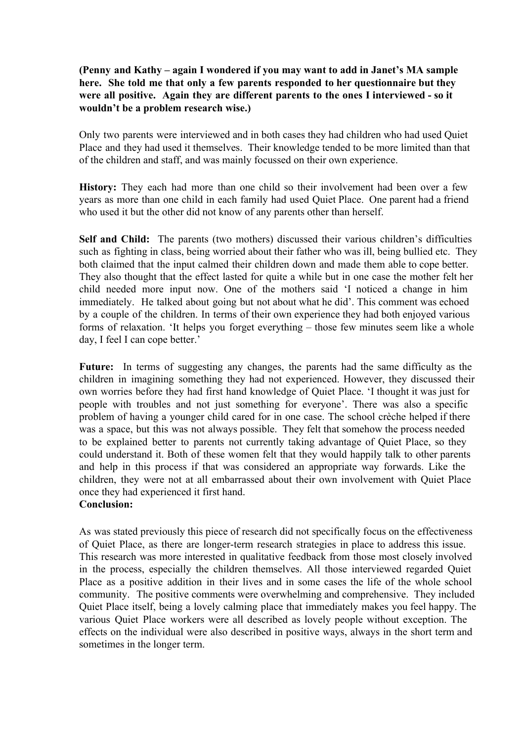**(Penny and Kathy – again I wondered if you may want to add in Janet's MA sample here. She told me that only a few parents responded to her questionnaire but they were all positive. Again they are different parents to the ones I interviewed - so it wouldn't be a problem research wise.)**

Only two parents were interviewed and in both cases they had children who had used Quiet Place and they had used it themselves. Their knowledge tended to be more limited than that of the children and staff, and was mainly focussed on their own experience.

**History:** They each had more than one child so their involvement had been over a few years as more than one child in each family had used Quiet Place. One parent had a friend who used it but the other did not know of any parents other than herself.

**Self and Child:** The parents (two mothers) discussed their various children's difficulties such as fighting in class, being worried about their father who was ill, being bullied etc. They both claimed that the input calmed their children down and made them able to cope better. They also thought that the effect lasted for quite a while but in one case the mother felt her child needed more input now. One of the mothers said 'I noticed a change in him immediately. He talked about going but not about what he did'. This comment was echoed by a couple of the children. In terms of their own experience they had both enjoyed various forms of relaxation. 'It helps you forget everything – those few minutes seem like a whole day, I feel I can cope better.'

**Future:** In terms of suggesting any changes, the parents had the same difficulty as the children in imagining something they had not experienced. However, they discussed their own worries before they had first hand knowledge of Quiet Place. 'I thought it was just for people with troubles and not just something for everyone'. There was also a specific problem of having a younger child cared for in one case. The school crèche helped if there was a space, but this was not always possible. They felt that somehow the process needed to be explained better to parents not currently taking advantage of Quiet Place, so they could understand it. Both of these women felt that they would happily talk to other parents and help in this process if that was considered an appropriate way forwards. Like the children, they were not at all embarrassed about their own involvement with Quiet Place once they had experienced it first hand.

**Conclusion:**

As was stated previously this piece of research did not specifically focus on the effectiveness of Quiet Place, as there are longer-term research strategies in place to address this issue. This research was more interested in qualitative feedback from those most closely involved in the process, especially the children themselves. All those interviewed regarded Quiet Place as a positive addition in their lives and in some cases the life of the whole school community. The positive comments were overwhelming and comprehensive. They included Quiet Place itself, being a lovely calming place that immediately makes you feel happy. The various Quiet Place workers were all described as lovely people without exception. The effects on the individual were also described in positive ways, always in the short term and sometimes in the longer term.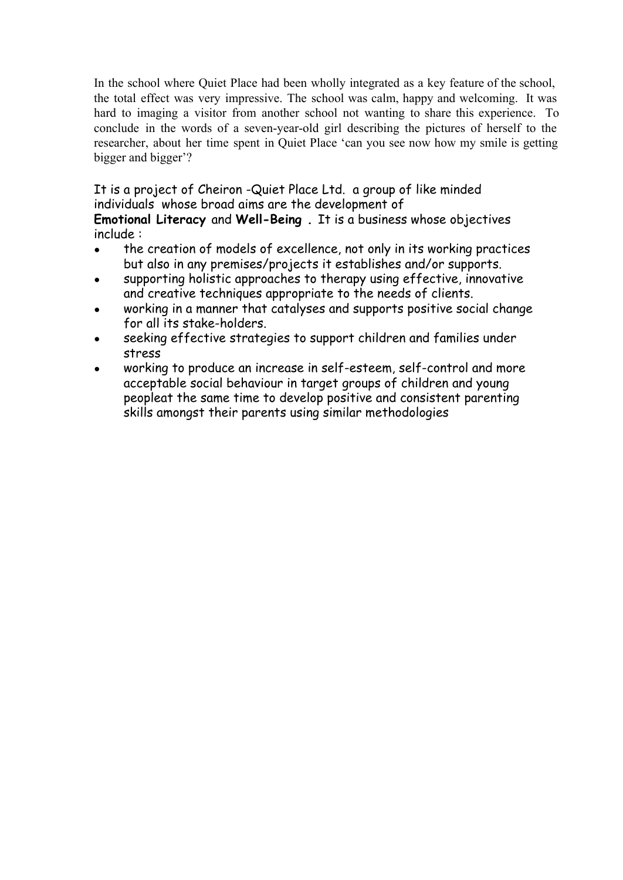In the school where Quiet Place had been wholly integrated as a key feature of the school, the total effect was very impressive. The school was calm, happy and welcoming. It was hard to imaging a visitor from another school not wanting to share this experience. To conclude in the words of a seven-year-old girl describing the pictures of herself to the researcher, about her time spent in Quiet Place 'can you see now how my smile is getting bigger and bigger'?

It is a project of Cheiron -Quiet Place Ltd. a group of like minded individuals whose broad aims are the development of **Emotional Literacy** and **Well-Being .** It is a business whose objectives include :

- the creation of models of excellence, not only in its working practices but also in any premises/projects it establishes and/or supports.
- supporting holistic approaches to therapy using effective, innovative and creative techniques appropriate to the needs of clients.
- working in a manner that catalyses and supports positive social change for all its stake-holders.
- seeking effective strategies to support children and families under stress
- working to produce an increase in self-esteem, self-control and more acceptable social behaviour in target groups of children and young peopleat the same time to develop positive and consistent parenting skills amongst their parents using similar methodologies